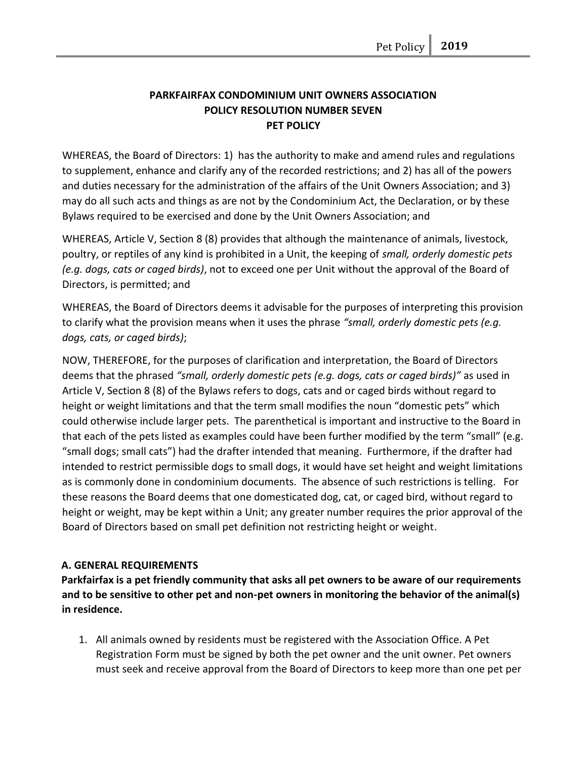# PARKFAIRFAX CONDOMINIUM UNIT OWNERS ASSOCIATION
# POLICY RESOLUTION NUMBER SEVEN
# PET POLICY

WHEREAS, the Board of Directors: 1) has the authority to make and amend rules and regulations to supplement, enhance and clarify any of the recorded restrictions; and 2) has all of the powers and duties necessary for the administration of the affairs of the Unit Owners Association; and 3) may do all such acts and things as are not by the Condominium Act, the Declaration, or by these Bylaws required to be exercised and done by the Unit Owners Association; and

WHEREAS, Article V, Section 8 (8) provides that although the maintenance of animals, livestock, poultry, or reptiles of any kind is prohibited in a Unit, the keeping of *small, orderly domestic pets (e.g. dogs, cats or caged birds)*, not to exceed one per Unit without the approval of the Board of Directors, is permitted; and

WHEREAS, the Board of Directors deems it advisable for the purposes of interpreting this provision to clarify what the provision means when it uses the phrase *"small, orderly domestic pets (e.g. dogs, cats, or caged birds)*;

NOW, THEREFORE, for the purposes of clarification and interpretation, the Board of Directors deems that the phrased *"small, orderly domestic pets (e.g. dogs, cats or caged birds)"* as used in Article V, Section 8 (8) of the Bylaws refers to dogs, cats and or caged birds without regard to height or weight limitations and that the term small modifies the noun "domestic pets" which could otherwise include larger pets. The parenthetical is important and instructive to the Board in that each of the pets listed as examples could have been further modified by the term "small" (e.g. "small dogs; small cats") had the drafter intended that meaning. Furthermore, if the drafter had intended to restrict permissible dogs to small dogs, it would have set height and weight limitations as is commonly done in condominium documents. The absence of such restrictions is telling. For these reasons the Board deems that one domesticated dog, cat, or caged bird, without regard to height or weight, may be kept within a Unit; any greater number requires the prior approval of the Board of Directors based on small pet definition not restricting height or weight.

## A. GENERAL REQUIREMENTS

**Parkfairfax is a pet friendly community that asks all pet owners to be aware of our requirements and to be sensitive to other pet and non-pet owners in monitoring the behavior of the animal(s) in residence.**

1. All animals owned by residents must be registered with the Association Office. A Pet Registration Form must be signed by both the pet owner and the unit owner. Pet owners must seek and receive approval from the Board of Directors to keep more than one pet per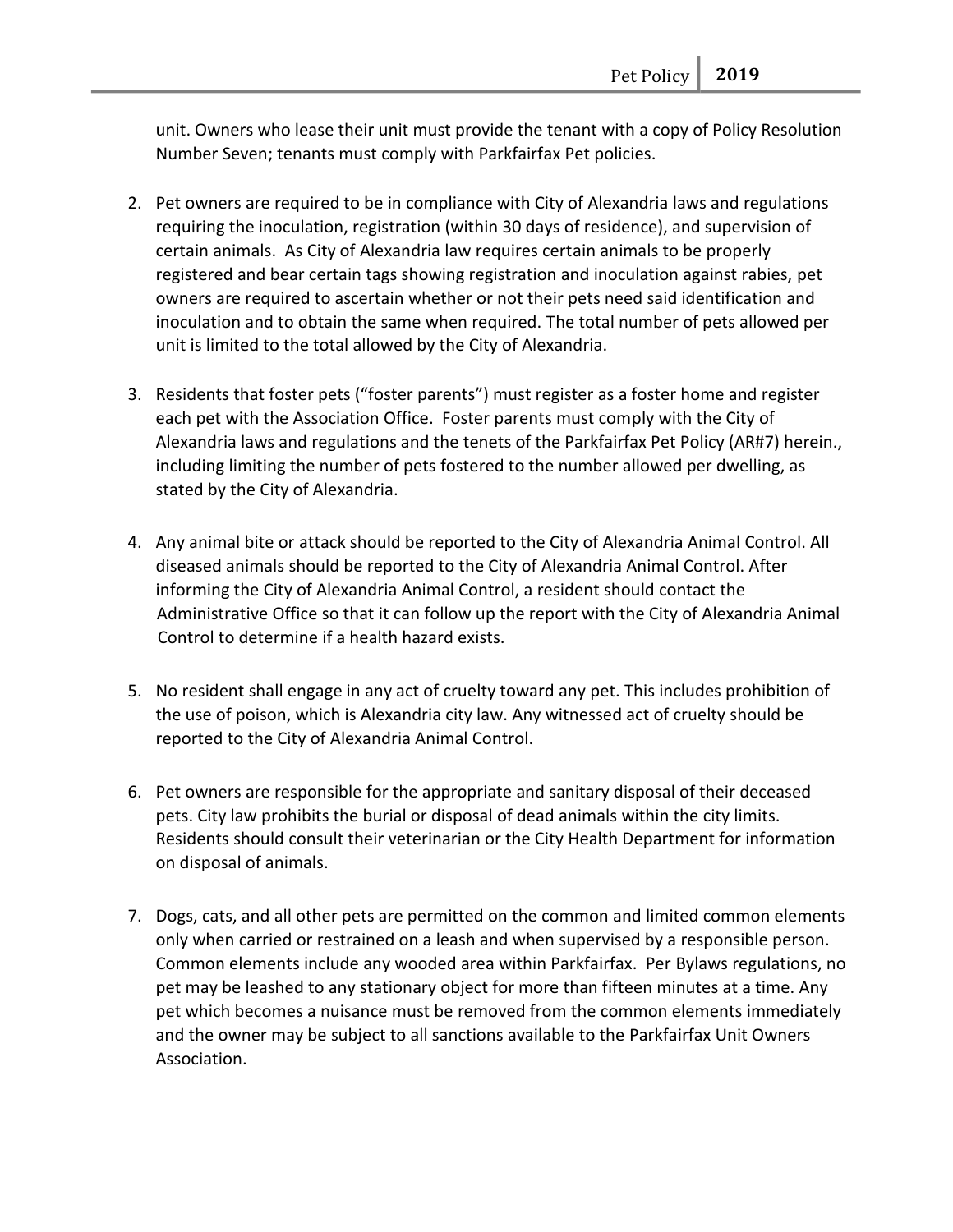unit. Owners who lease their unit must provide the tenant with a copy of Policy Resolution Number Seven; tenants must comply with Parkfairfax Pet policies.

2. Pet owners are required to be in compliance with City of Alexandria laws and regulations requiring the inoculation, registration (within 30 days of residence), and supervision of certain animals. As City of Alexandria law requires certain animals to be properly registered and bear certain tags showing registration and inoculation against rabies, pet owners are required to ascertain whether or not their pets need said identification and inoculation and to obtain the same when required. The total number of pets allowed per unit is limited to the total allowed by the City of Alexandria.

3. Residents that foster pets ("foster parents") must register as a foster home and register each pet with the Association Office. Foster parents must comply with the City of Alexandria laws and regulations and the tenets of the Parkfairfax Pet Policy (AR#7) herein., including limiting the number of pets fostered to the number allowed per dwelling, as stated by the City of Alexandria.

4. Any animal bite or attack should be reported to the City of Alexandria Animal Control. All diseased animals should be reported to the City of Alexandria Animal Control. After informing the City of Alexandria Animal Control, a resident should contact the Administrative Office so that it can follow up the report with the City of Alexandria Animal Control to determine if a health hazard exists.

5. No resident shall engage in any act of cruelty toward any pet. This includes prohibition of the use of poison, which is Alexandria city law. Any witnessed act of cruelty should be reported to the City of Alexandria Animal Control.

6. Pet owners are responsible for the appropriate and sanitary disposal of their deceased pets. City law prohibits the burial or disposal of dead animals within the city limits. Residents should consult their veterinarian or the City Health Department for information on disposal of animals.

7. Dogs, cats, and all other pets are permitted on the common and limited common elements only when carried or restrained on a leash and when supervised by a responsible person. Common elements include any wooded area within Parkfairfax. Per Bylaws regulations, no pet may be leashed to any stationary object for more than fifteen minutes at a time. Any pet which becomes a nuisance must be removed from the common elements immediately and the owner may be subject to all sanctions available to the Parkfairfax Unit Owners Association.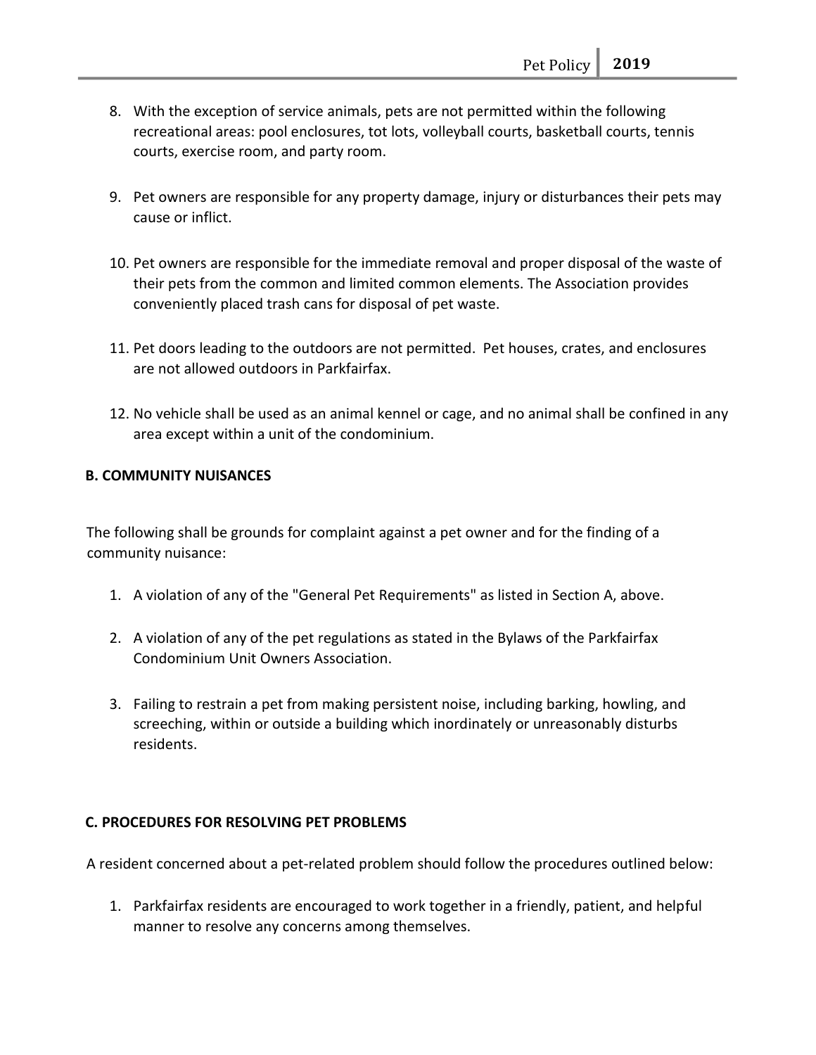8. With the exception of service animals, pets are not permitted within the following recreational areas: pool enclosures, tot lots, volleyball courts, basketball courts, tennis courts, exercise room, and party room.

9. Pet owners are responsible for any property damage, injury or disturbances their pets may cause or inflict.

10. Pet owners are responsible for the immediate removal and proper disposal of the waste of their pets from the common and limited common elements. The Association provides conveniently placed trash cans for disposal of pet waste.

11. Pet doors leading to the outdoors are not permitted. Pet houses, crates, and enclosures are not allowed outdoors in Parkfairfax.

12. No vehicle shall be used as an animal kennel or cage, and no animal shall be confined in any area except within a unit of the condominium.

## B. COMMUNITY NUISANCES

The following shall be grounds for complaint against a pet owner and for the finding of a community nuisance:

1. A violation of any of the "General Pet Requirements" as listed in Section A, above.

2. A violation of any of the pet regulations as stated in the Bylaws of the Parkfairfax Condominium Unit Owners Association.

3. Failing to restrain a pet from making persistent noise, including barking, howling, and screeching, within or outside a building which inordinately or unreasonably disturbs residents.

## C. PROCEDURES FOR RESOLVING PET PROBLEMS

A resident concerned about a pet-related problem should follow the procedures outlined below:

1. Parkfairfax residents are encouraged to work together in a friendly, patient, and helpful manner to resolve any concerns among themselves.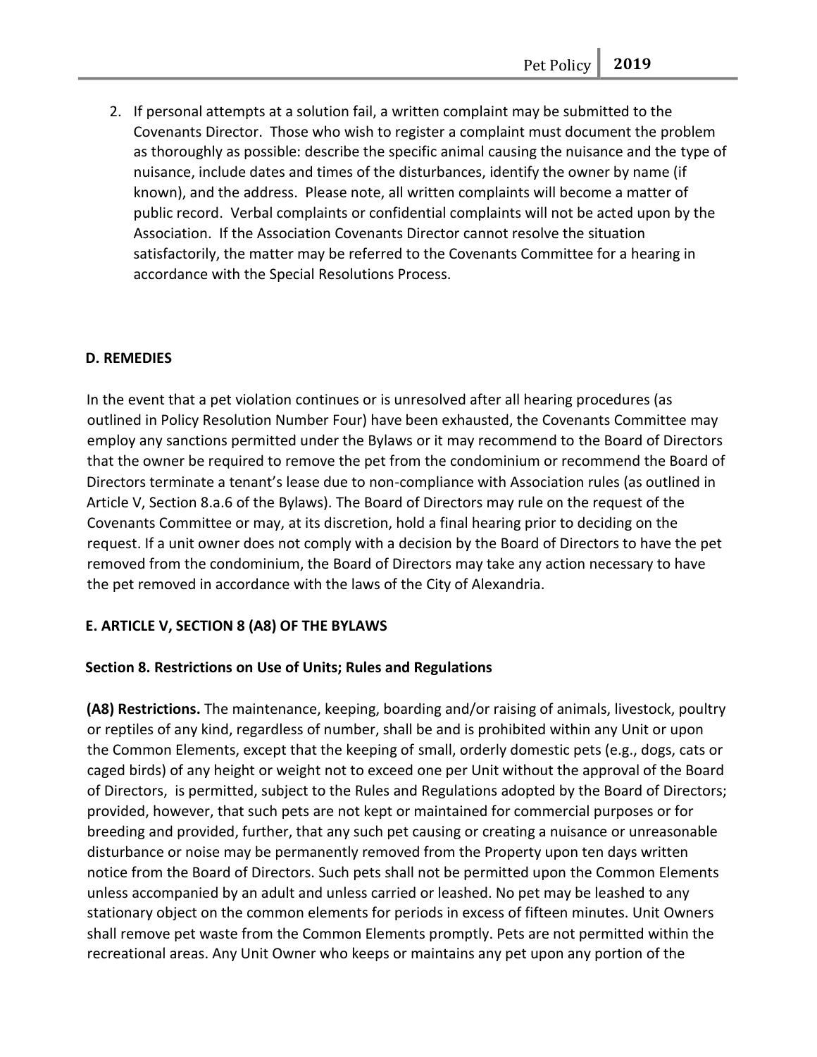2. If personal attempts at a solution fail, a written complaint may be submitted to the Covenants Director. Those who wish to register a complaint must document the problem as thoroughly as possible: describe the specific animal causing the nuisance and the type of nuisance, include dates and times of the disturbances, identify the owner by name (if known), and the address. Please note, all written complaints will become a matter of public record. Verbal complaints or confidential complaints will not be acted upon by the Association. If the Association Covenants Director cannot resolve the situation satisfactorily, the matter may be referred to the Covenants Committee for a hearing in accordance with the Special Resolutions Process.

### D. REMEDIES

In the event that a pet violation continues or is unresolved after all hearing procedures (as outlined in Policy Resolution Number Four) have been exhausted, the Covenants Committee may employ any sanctions permitted under the Bylaws or it may recommend to the Board of Directors that the owner be required to remove the pet from the condominium or recommend the Board of Directors terminate a tenant's lease due to non-compliance with Association rules (as outlined in Article V, Section 8.a.6 of the Bylaws). The Board of Directors may rule on the request of the Covenants Committee or may, at its discretion, hold a final hearing prior to deciding on the request. If a unit owner does not comply with a decision by the Board of Directors to have the pet removed from the condominium, the Board of Directors may take any action necessary to have the pet removed in accordance with the laws of the City of Alexandria.

### E. ARTICLE V, SECTION 8 (A8) OF THE BYLAWS

#### Section 8. Restrictions on Use of Units; Rules and Regulations

**(A8) Restrictions.** The maintenance, keeping, boarding and/or raising of animals, livestock, poultry or reptiles of any kind, regardless of number, shall be and is prohibited within any Unit or upon the Common Elements, except that the keeping of small, orderly domestic pets (e.g., dogs, cats or caged birds) of any height or weight not to exceed one per Unit without the approval of the Board of Directors, is permitted, subject to the Rules and Regulations adopted by the Board of Directors; provided, however, that such pets are not kept or maintained for commercial purposes or for breeding and provided, further, that any such pet causing or creating a nuisance or unreasonable disturbance or noise may be permanently removed from the Property upon ten days written notice from the Board of Directors. Such pets shall not be permitted upon the Common Elements unless accompanied by an adult and unless carried or leashed. No pet may be leashed to any stationary object on the common elements for periods in excess of fifteen minutes. Unit Owners shall remove pet waste from the Common Elements promptly. Pets are not permitted within the recreational areas. Any Unit Owner who keeps or maintains any pet upon any portion of the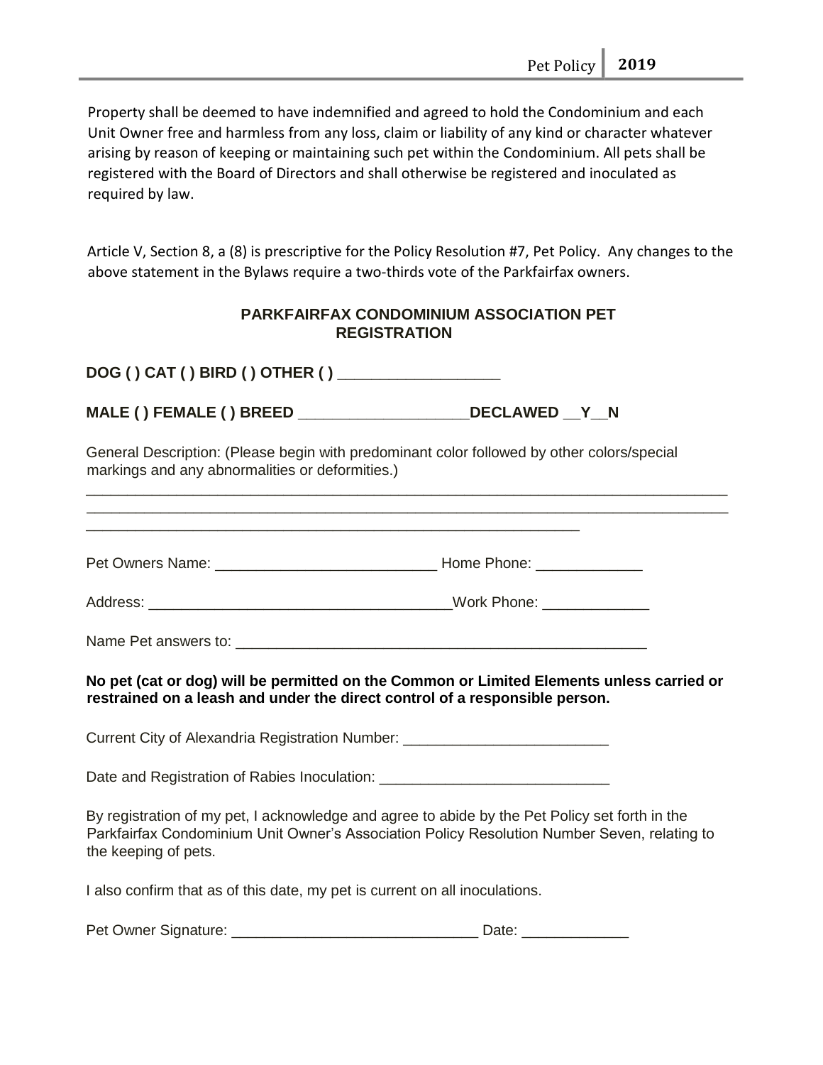Property shall be deemed to have indemnified and agreed to hold the Condominium and each Unit Owner free and harmless from any loss, claim or liability of any kind or character whatever arising by reason of keeping or maintaining such pet within the Condominium. All pets shall be registered with the Board of Directors and shall otherwise be registered and inoculated as required by law.

Article V, Section 8, a (8) is prescriptive for the Policy Resolution #7, Pet Policy. Any changes to the above statement in the Bylaws require a two-thirds vote of the Parkfairfax owners.

## PARKFAIRFAX CONDOMINIUM ASSOCIATION PET REGISTRATION

**DOG ( ) CAT ( ) BIRD ( ) OTHER ( ) ___________________**

**MALE ( ) FEMALE ( ) BREED ____________________DECLAWED __Y__N**

General Description: (Please begin with predominant color followed by other colors/special markings and any abnormalities or deformities.)

_______________________________________________________________________________

_______________________________________________________________________________

_____________________________________________________________

Pet Owners Name: ___________________________ Home Phone: _____________

Address: ____________________________________Work Phone: _____________

Name Pet answers to: _____________________________________________________

**No pet (cat or dog) will be permitted on the Common or Limited Elements unless carried or restrained on a leash and under the direct control of a responsible person.**

Current City of Alexandria Registration Number: _________________________

Date and Registration of Rabies Inoculation: ____________________________

By registration of my pet, I acknowledge and agree to abide by the Pet Policy set forth in the Parkfairfax Condominium Unit Owner's Association Policy Resolution Number Seven, relating to the keeping of pets.

I also confirm that as of this date, my pet is current on all inoculations.

Pet Owner Signature: ______________________________ Date: _____________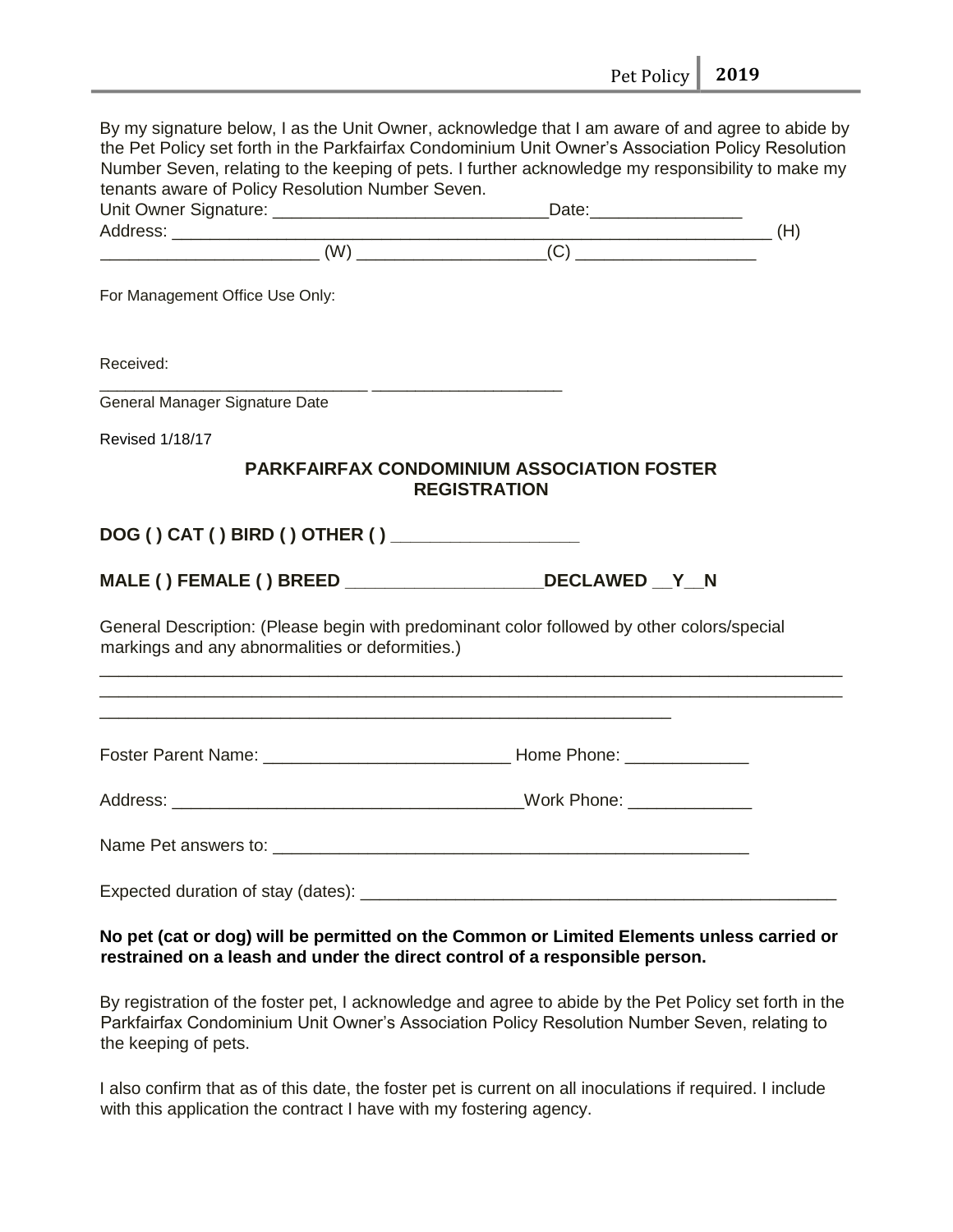By my signature below, I as the Unit Owner, acknowledge that I am aware of and agree to abide by the Pet Policy set forth in the Parkfairfax Condominium Unit Owner's Association Policy Resolution Number Seven, relating to the keeping of pets. I further acknowledge my responsibility to make my tenants aware of Policy Resolution Number Seven.

Unit Owner Signature: ____________________________Date:________________

Address: ______________________________________________________________ (H)

______________________ (W) ___________________(C) __________________

For Management Office Use Only:

Received:

____________________________ ____________________

General Manager Signature Date

Revised 1/18/17

## PARKFAIRFAX CONDOMINIUM ASSOCIATION FOSTER REGISTRATION

**DOG ( ) CAT ( ) BIRD ( ) OTHER ( ) __________________**

**MALE ( ) FEMALE ( ) BREED ___________________DECLAWED __Y__N**

General Description: (Please begin with predominant color followed by other colors/special markings and any abnormalities or deformities.)

_____________________________________________________________________________

_____________________________________________________________________________

____________________________________________________________

Foster Parent Name: _________________________ Home Phone: ____________

Address: ____________________________________Work Phone: ____________

Name Pet answers to: __________________________________________________

Expected duration of stay (dates): ________________________________________________

**No pet (cat or dog) will be permitted on the Common or Limited Elements unless carried or restrained on a leash and under the direct control of a responsible person.**

By registration of the foster pet, I acknowledge and agree to abide by the Pet Policy set forth in the Parkfairfax Condominium Unit Owner's Association Policy Resolution Number Seven, relating to the keeping of pets.

I also confirm that as of this date, the foster pet is current on all inoculations if required. I include with this application the contract I have with my fostering agency.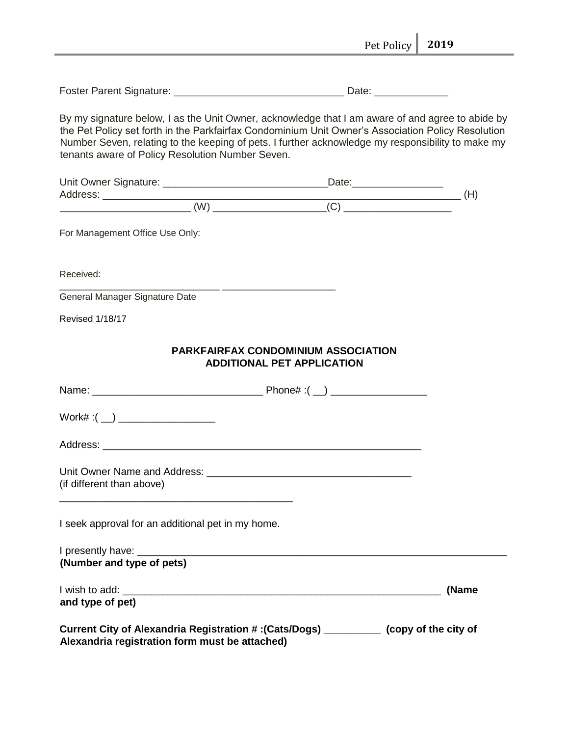Foster Parent Signature: ______________________________ Date: _____________

By my signature below, I as the Unit Owner, acknowledge that I am aware of and agree to abide by the Pet Policy set forth in the Parkfairfax Condominium Unit Owner's Association Policy Resolution Number Seven, relating to the keeping of pets. I further acknowledge my responsibility to make my tenants aware of Policy Resolution Number Seven.

Unit Owner Signature: _____________________________Date:________________
Address: _________________________________________________________________ (H)
______________________ (W) ___________________(C) ___________________

For Management Office Use Only:

Received:

_____________________________ _____________________
General Manager Signature Date

Revised 1/18/17

## PARKFAIRFAX CONDOMINIUM ASSOCIATION
## ADDITIONAL PET APPLICATION

Name: ______________________________ Phone# :( __) _________________

Work# :( __) _________________

Address: _________________________________________________________

Unit Owner Name and Address: ____________________________________
(if different than above)

_________________________________________

I seek approval for an additional pet in my home.

I presently have: ____________________________________________________________
**(Number and type of pets)**

I wish to add: ________________________________________________________ **(Name and type of pet)**

**Current City of Alexandria Registration # :(Cats/Dogs) __________ (copy of the city of Alexandria registration form must be attached)**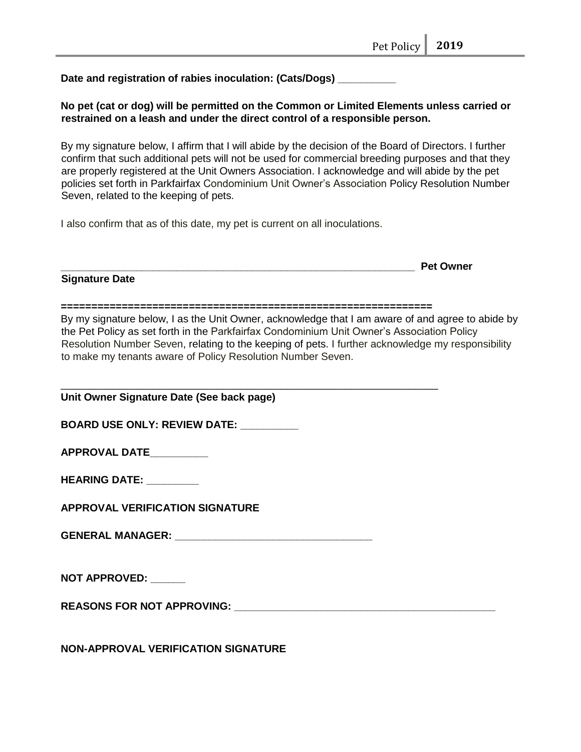**Date and registration of rabies inoculation: (Cats/Dogs) __________**

**No pet (cat or dog) will be permitted on the Common or Limited Elements unless carried or restrained on a leash and under the direct control of a responsible person.**

By my signature below, I affirm that I will abide by the decision of the Board of Directors. I further confirm that such additional pets will not be used for commercial breeding purposes and that they are properly registered at the Unit Owners Association. I acknowledge and will abide by the pet policies set forth in Parkfairfax Condominium Unit Owner's Association Policy Resolution Number Seven, related to the keeping of pets.

I also confirm that as of this date, my pet is current on all inoculations.

_______________________________________________________________ **Pet Owner Signature Date**

**============================================================**

By my signature below, I as the Unit Owner, acknowledge that I am aware of and agree to abide by the Pet Policy as set forth in the Parkfairfax Condominium Unit Owner's Association Policy Resolution Number Seven, relating to the keeping of pets. I further acknowledge my responsibility to make my tenants aware of Policy Resolution Number Seven.

_______________________________________________________________

**Unit Owner Signature Date (See back page)**

**BOARD USE ONLY: REVIEW DATE: __________**

**APPROVAL DATE__________**

**HEARING DATE: _________**

**APPROVAL VERIFICATION SIGNATURE**

**GENERAL MANAGER: __________________________________**

**NOT APPROVED: ______**

**REASONS FOR NOT APPROVING: _______________________________________________**

**NON-APPROVAL VERIFICATION SIGNATURE**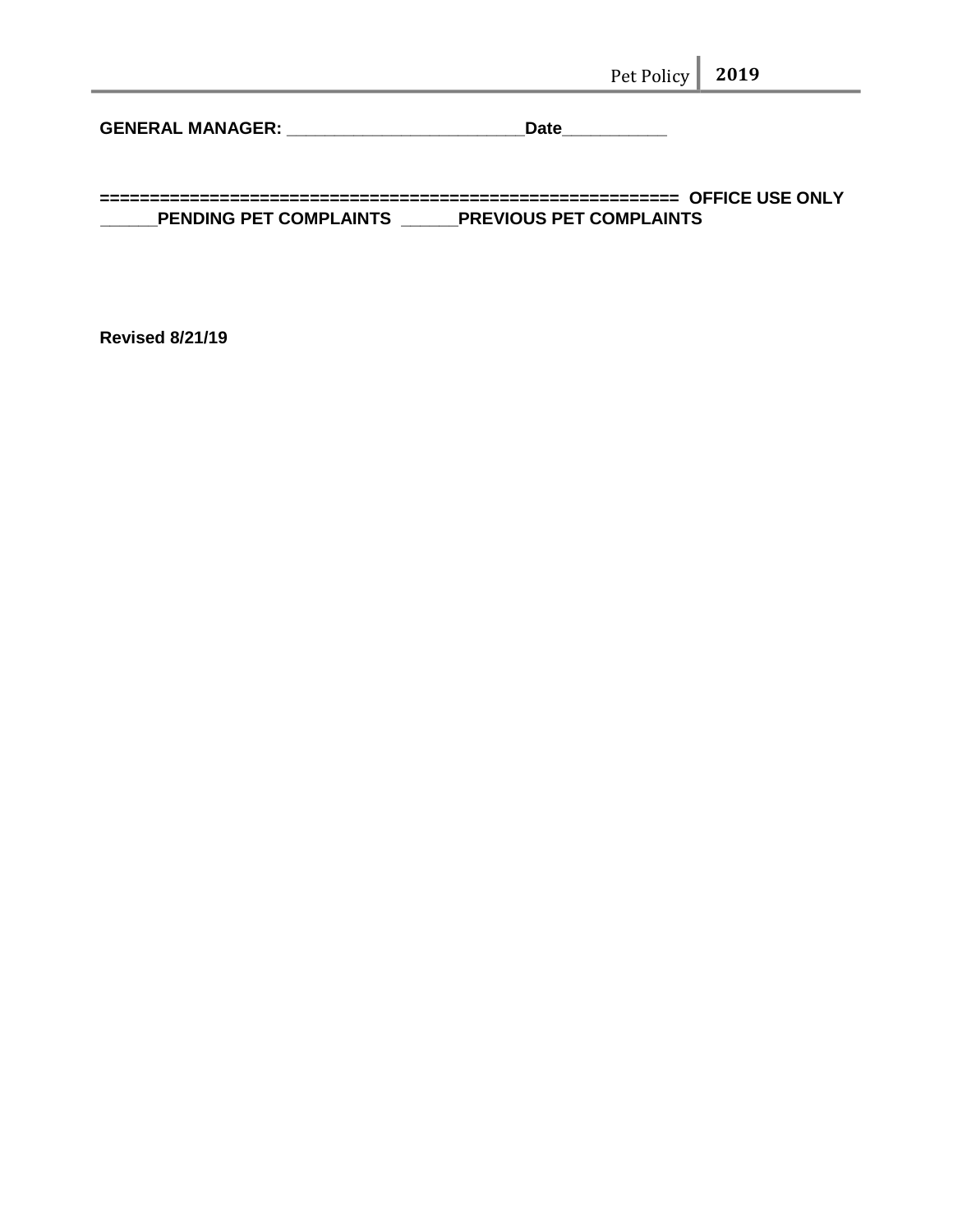**GENERAL MANAGER: ________________________Date__________**

**======================================================= OFFICE USE ONLY**
**_____PENDING PET COMPLAINTS _____PREVIOUS PET COMPLAINTS**

**Revised 8/21/19**